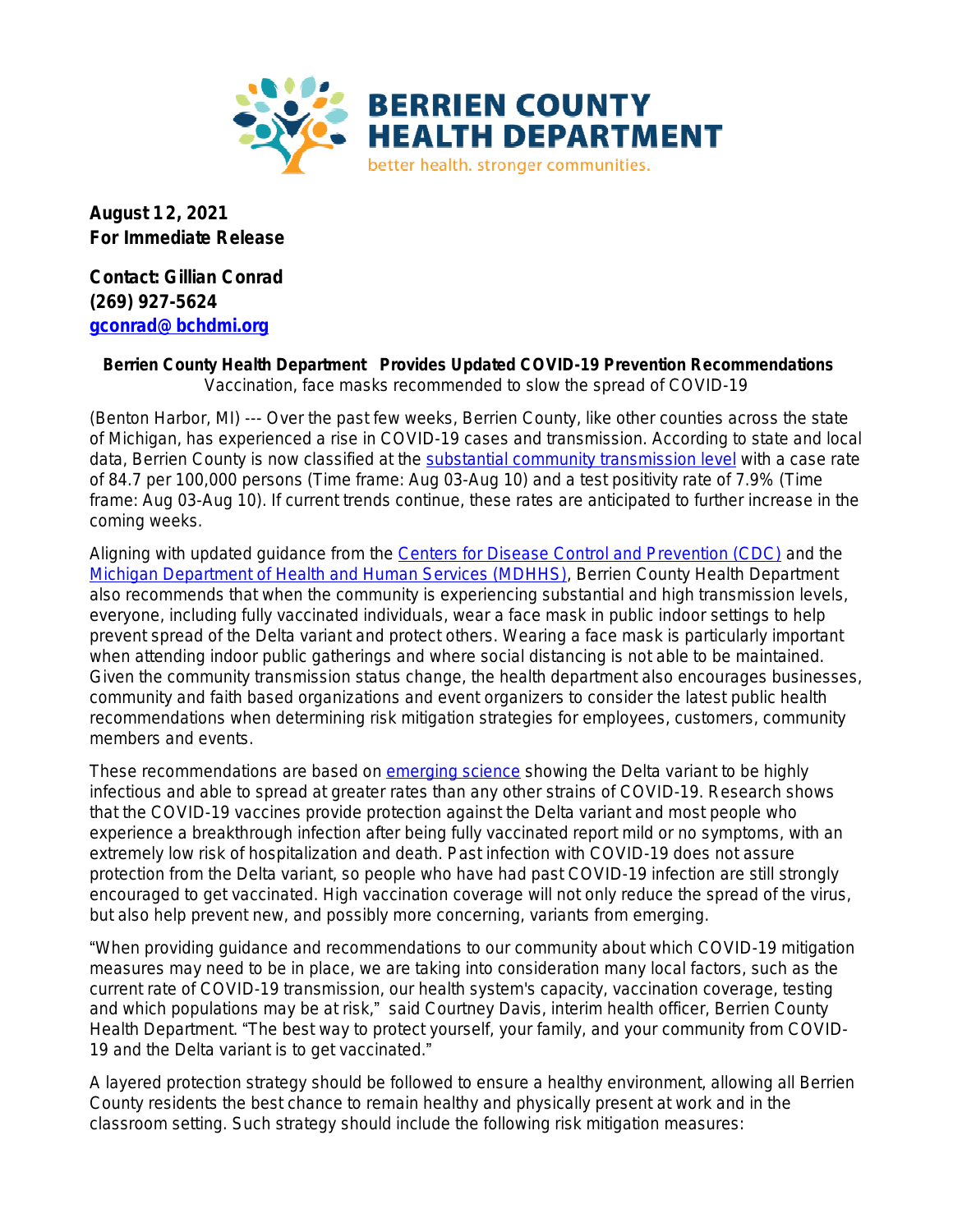**BERRIEN COUNTY HEALTH DEPARTMENT**

better health. stronger communities.

**August 12, 2021**
**For Immediate Release**

**Contact: Gillian Conrad**
**(269) 927-5624**
**[gconrad@bchdmi.org](mailto:gconrad@bchdmi.org)**

## Berrien County Health Department Provides Updated COVID-19 Prevention Recommendations

Vaccination, face masks recommended to slow the spread of COVID-19

(Benton Harbor, MI) --- Over the past few weeks, Berrien County, like other counties across the state of Michigan, has experienced a rise in COVID-19 cases and transmission. According to state and local data, Berrien County is now classified at the substantial community transmission level with a case rate of 84.7 per 100,000 persons (Time frame: Aug 03-Aug 10) and a test positivity rate of 7.9% (Time frame: Aug 03-Aug 10). If current trends continue, these rates are anticipated to further increase in the coming weeks.

Aligning with updated guidance from the Centers for Disease Control and Prevention (CDC) and the Michigan Department of Health and Human Services (MDHHS), Berrien County Health Department also recommends that when the community is experiencing substantial and high transmission levels, everyone, including fully vaccinated individuals, wear a face mask in public indoor settings to help prevent spread of the Delta variant and protect others. Wearing a face mask is particularly important when attending indoor public gatherings and where social distancing is not able to be maintained. Given the community transmission status change, the health department also encourages businesses, community and faith based organizations and event organizers to consider the latest public health recommendations when determining risk mitigation strategies for employees, customers, community members and events.

These recommendations are based on emerging science showing the Delta variant to be highly infectious and able to spread at greater rates than any other strains of COVID-19. Research shows that the COVID-19 vaccines provide protection against the Delta variant and most people who experience a breakthrough infection after being fully vaccinated report mild or no symptoms, with an extremely low risk of hospitalization and death. Past infection with COVID-19 does not assure protection from the Delta variant, so people who have had past COVID-19 infection are still strongly encouraged to get vaccinated. High vaccination coverage will not only reduce the spread of the virus, but also help prevent new, and possibly more concerning, variants from emerging.

"When providing guidance and recommendations to our community about which COVID-19 mitigation measures may need to be in place, we are taking into consideration many local factors, such as the current rate of COVID-19 transmission, our health system's capacity, vaccination coverage, testing and which populations may be at risk," said Courtney Davis, interim health officer, Berrien County Health Department. "The best way to protect yourself, your family, and your community from COVID-19 and the Delta variant is to get vaccinated."

A layered protection strategy should be followed to ensure a healthy environment, allowing all Berrien County residents the best chance to remain healthy and physically present at work and in the classroom setting. Such strategy should include the following risk mitigation measures: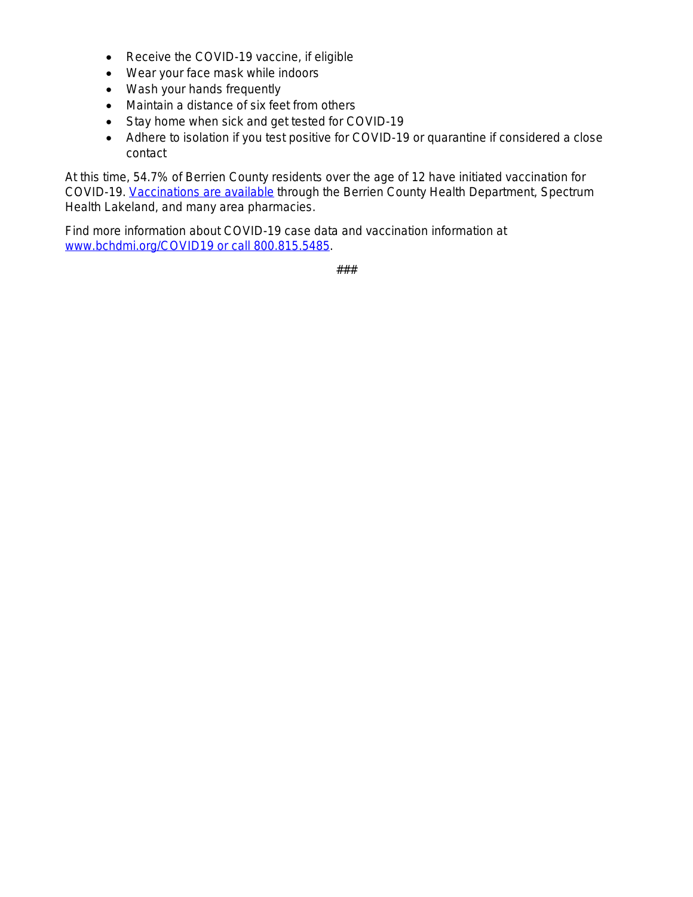- Receive the COVID-19 vaccine, if eligible
- Wear your face mask while indoors
- Wash your hands frequently
- Maintain a distance of six feet from others
- Stay home when sick and get tested for COVID-19
- Adhere to isolation if you test positive for COVID-19 or quarantine if considered a close contact

At this time, 54.7% of Berrien County residents over the age of 12 have initiated vaccination for COVID-19. Vaccinations are available through the Berrien County Health Department, Spectrum Health Lakeland, and many area pharmacies.

Find more information about COVID-19 case data and vaccination information at www.bchdmi.org/COVID19 or call 800.815.5485.

###